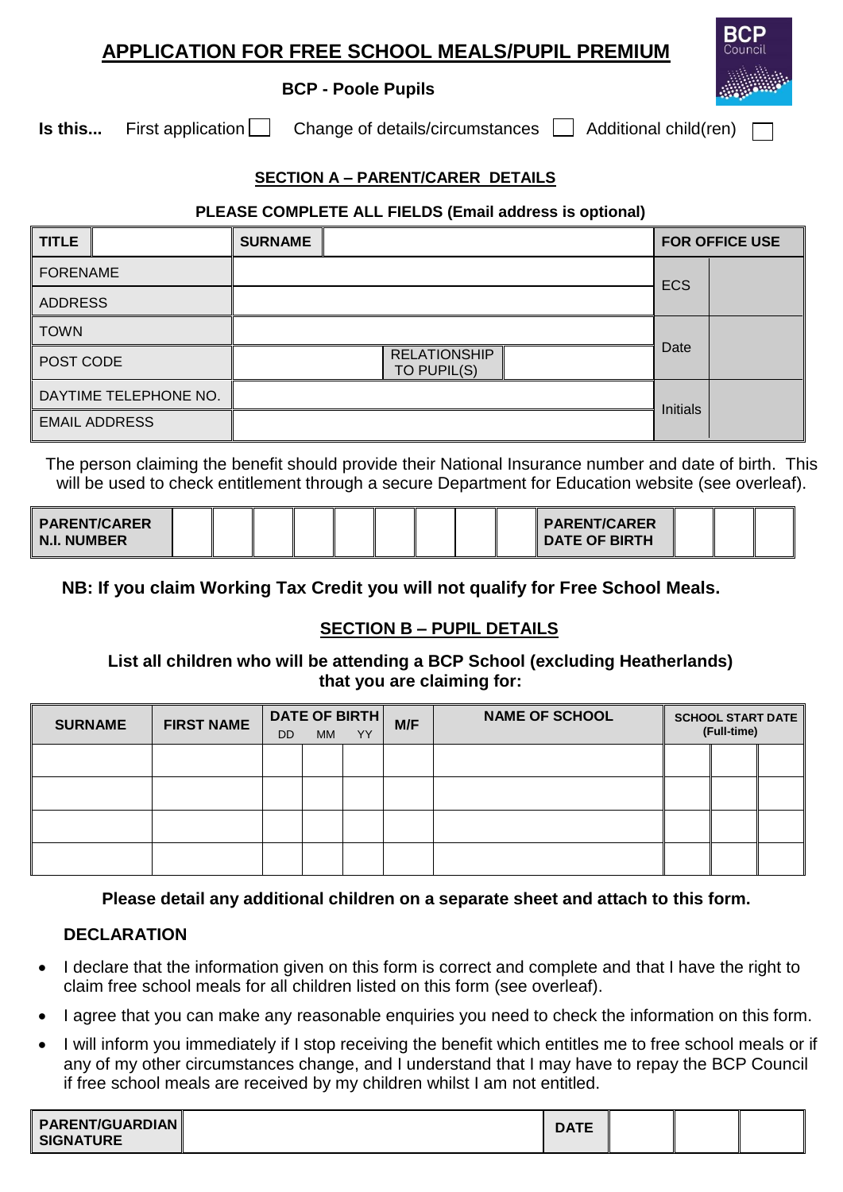# APPLICATION FOR FREE SCHOOL MEALS/PUPIL PREMIUM

**BCP - Poole Pupils**

**Is this...** First application ☐ Change of details/circumstances ☐ Additional child(ren) ☐

## SECTION A – PARENT/CARER DETAILS

**PLEASE COMPLETE ALL FIELDS (Email address is optional)**

| TITLE | | SURNAME | | FOR OFFICE USE | |
|---|---|---|---|---|---|
| FORENAME | | | | ECS | |
| ADDRESS | | | | | |
| TOWN | | | | Date | |
| POST CODE | | RELATIONSHIP TO PUPIL(S) | | | |
| DAYTIME TELEPHONE NO. | | | | Initials | |
| EMAIL ADDRESS | | | | | |

The person claiming the benefit should provide their National Insurance number and date of birth. This will be used to check entitlement through a secure Department for Education website (see overleaf).

| PARENT/CARER N.I. NUMBER | | | | | | | | | | PARENT/CARER DATE OF BIRTH | | | |
|---|---|---|---|---|---|---|---|---|---|---|---|---|---|

**NB: If you claim Working Tax Credit you will not qualify for Free School Meals.**

## SECTION B – PUPIL DETAILS

**List all children who will be attending a BCP School (excluding Heatherlands) that you are claiming for:**

| SURNAME | FIRST NAME | DATE OF BIRTH | | | M/F | NAME OF SCHOOL | SCHOOL START DATE (Full-time) | | |
|---|---|---|---|---|---|---|---|---|---|
| | | DD | MM | YY | | | | | |
| | | | | | | | | | |
| | | | | | | | | | |
| | | | | | | | | | |
| | | | | | | | | | |

**Please detail any additional children on a separate sheet and attach to this form.**

**DECLARATION**

- I declare that the information given on this form is correct and complete and that I have the right to claim free school meals for all children listed on this form (see overleaf).
- I agree that you can make any reasonable enquiries you need to check the information on this form.
- I will inform you immediately if I stop receiving the benefit which entitles me to free school meals or if any of my other circumstances change, and I understand that I may have to repay the BCP Council if free school meals are received by my children whilst I am not entitled.

| PARENT/GUARDIAN SIGNATURE | | DATE | | | |
|---|---|---|---|---|---|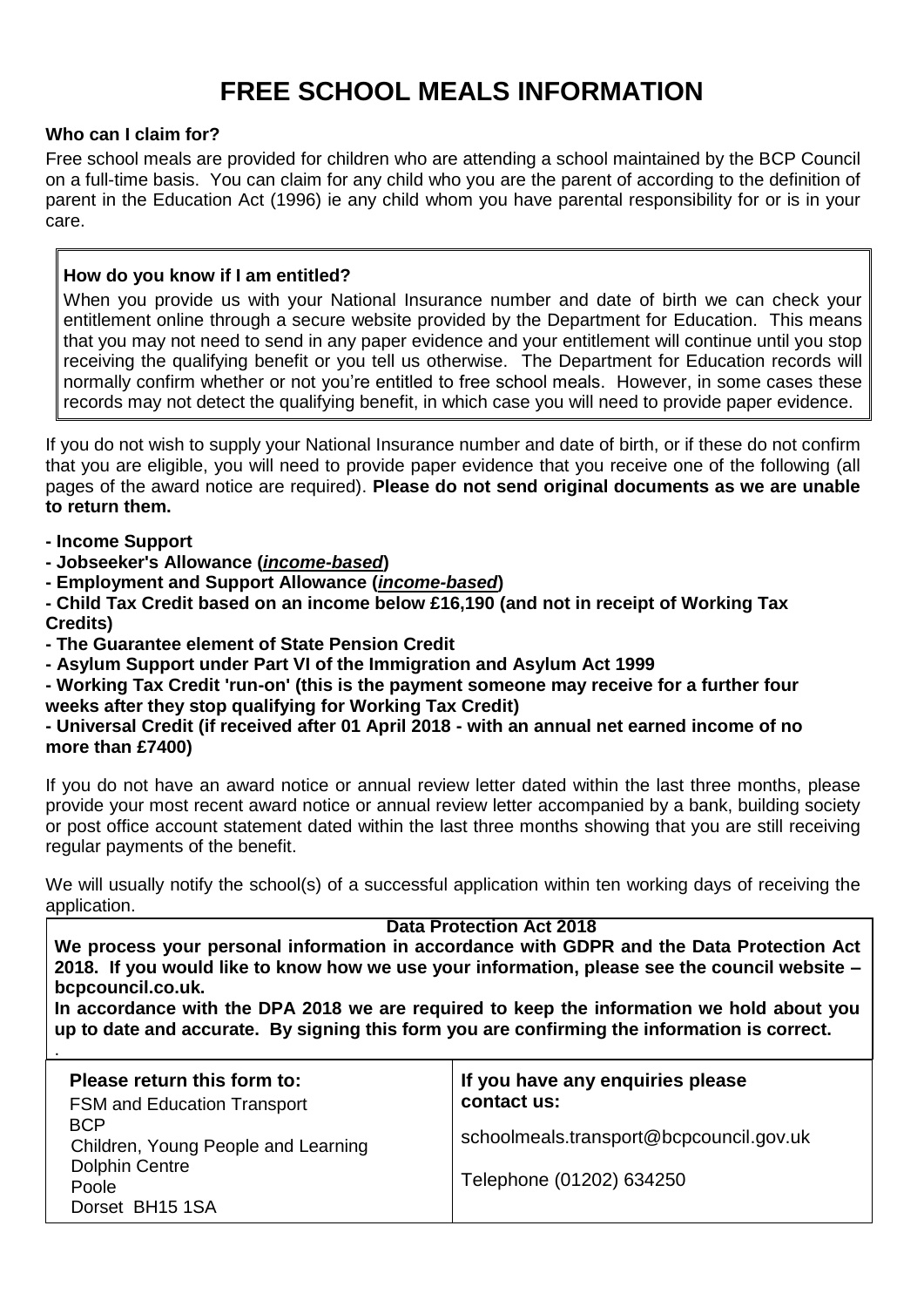# FREE SCHOOL MEALS INFORMATION

**Who can I claim for?**

Free school meals are provided for children who are attending a school maintained by the BCP Council on a full-time basis. You can claim for any child who you are the parent of according to the definition of parent in the Education Act (1996) ie any child whom you have parental responsibility for or is in your care.

**How do you know if I am entitled?**

When you provide us with your National Insurance number and date of birth we can check your entitlement online through a secure website provided by the Department for Education. This means that you may not need to send in any paper evidence and your entitlement will continue until you stop receiving the qualifying benefit or you tell us otherwise. The Department for Education records will normally confirm whether or not you're entitled to free school meals. However, in some cases these records may not detect the qualifying benefit, in which case you will need to provide paper evidence.

If you do not wish to supply your National Insurance number and date of birth, or if these do not confirm that you are eligible, you will need to provide paper evidence that you receive one of the following (all pages of the award notice are required). **Please do not send original documents as we are unable to return them.**

- **Income Support**
- **Jobseeker's Allowance (*income-based*)**
- **Employment and Support Allowance (*income-based*)**
- **Child Tax Credit based on an income below £16,190 (and not in receipt of Working Tax Credits)**
- **The Guarantee element of State Pension Credit**
- **Asylum Support under Part VI of the Immigration and Asylum Act 1999**
- **Working Tax Credit 'run-on' (this is the payment someone may receive for a further four weeks after they stop qualifying for Working Tax Credit)**
- **Universal Credit (if received after 01 April 2018 - with an annual net earned income of no more than £7400)**

If you do not have an award notice or annual review letter dated within the last three months, please provide your most recent award notice or annual review letter accompanied by a bank, building society or post office account statement dated within the last three months showing that you are still receiving regular payments of the benefit.

We will usually notify the school(s) of a successful application within ten working days of receiving the application.

**Data Protection Act 2018**

**We process your personal information in accordance with GDPR and the Data Protection Act 2018. If you would like to know how we use your information, please see the council website – bcpcouncil.co.uk.**

**In accordance with the DPA 2018 we are required to keep the information we hold about you up to date and accurate. By signing this form you are confirming the information is correct.**

| | |
|---|---|
| **Please return this form to:**<br>FSM and Education Transport<br>BCP<br>Children, Young People and Learning<br>Dolphin Centre<br>Poole<br>Dorset BH15 1SA | **If you have any enquiries please contact us:**<br>schoolmeals.transport@bcpcouncil.gov.uk<br>Telephone (01202) 634250 |